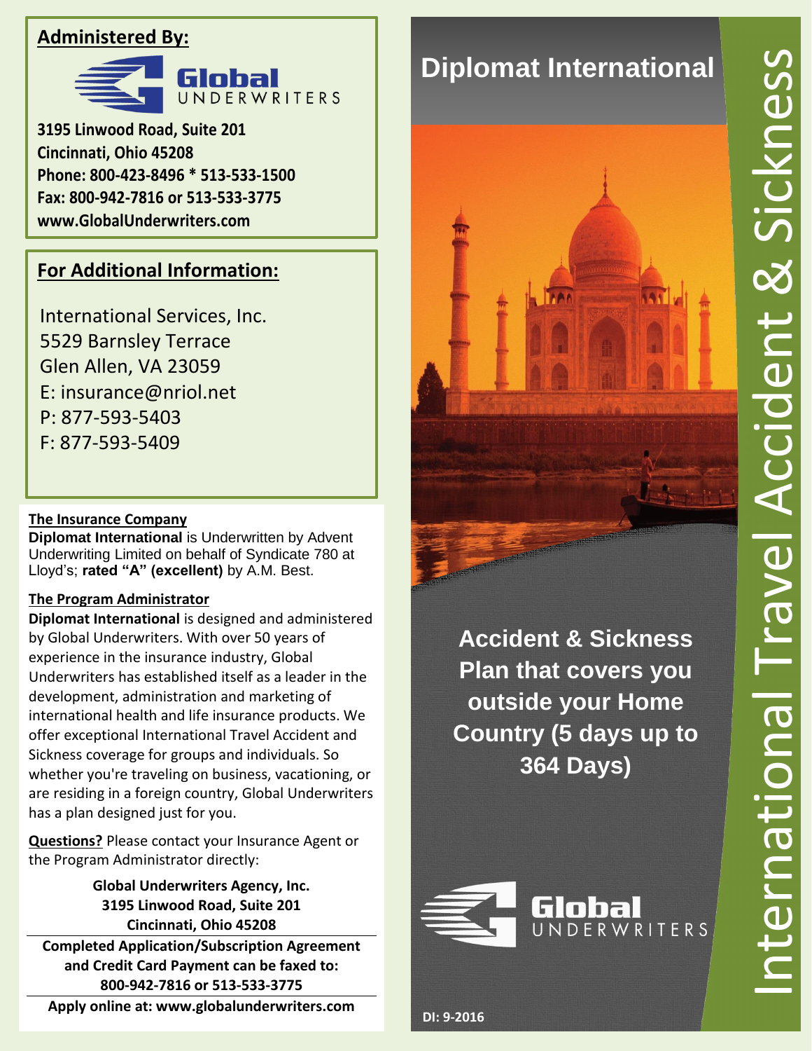# International Travel Accident & Sickness

## Diplomat International

**Accident & Sickness Plan that covers you outside your Home Country (5 days up to 364 Days)**

Global UNDERWRITERS

DI: 9-2016

---

**Administered By:**

Global UNDERWRITERS

**3195 Linwood Road, Suite 201**
**Cincinnati, Ohio 45208**
**Phone: 800-423-8496 * 513-533-1500**
**Fax: 800-942-7816 or 513-533-3775**
**www.GlobalUnderwriters.com**

**For Additional Information:**

International Services, Inc.
5529 Barnsley Terrace
Glen Allen, VA 23059
E: insurance@nriol.net
P: 877-593-5403
F: 877-593-5409

**The Insurance Company**

**Diplomat International** is Underwritten by Advent Underwriting Limited on behalf of Syndicate 780 at Lloyd's; **rated "A" (excellent)** by A.M. Best.

**The Program Administrator**

**Diplomat International** is designed and administered by Global Underwriters. With over 50 years of experience in the insurance industry, Global Underwriters has established itself as a leader in the development, administration and marketing of international health and life insurance products. We offer exceptional International Travel Accident and Sickness coverage for groups and individuals. So whether you're traveling on business, vacationing, or are residing in a foreign country, Global Underwriters has a plan designed just for you.

**Questions?** Please contact your Insurance Agent or the Program Administrator directly:

**Global Underwriters Agency, Inc.**
**3195 Linwood Road, Suite 201**
**Cincinnati, Ohio 45208**

**Completed Application/Subscription Agreement and Credit Card Payment can be faxed to:**
**800-942-7816 or 513-533-3775**

**Apply online at: www.globalunderwriters.com**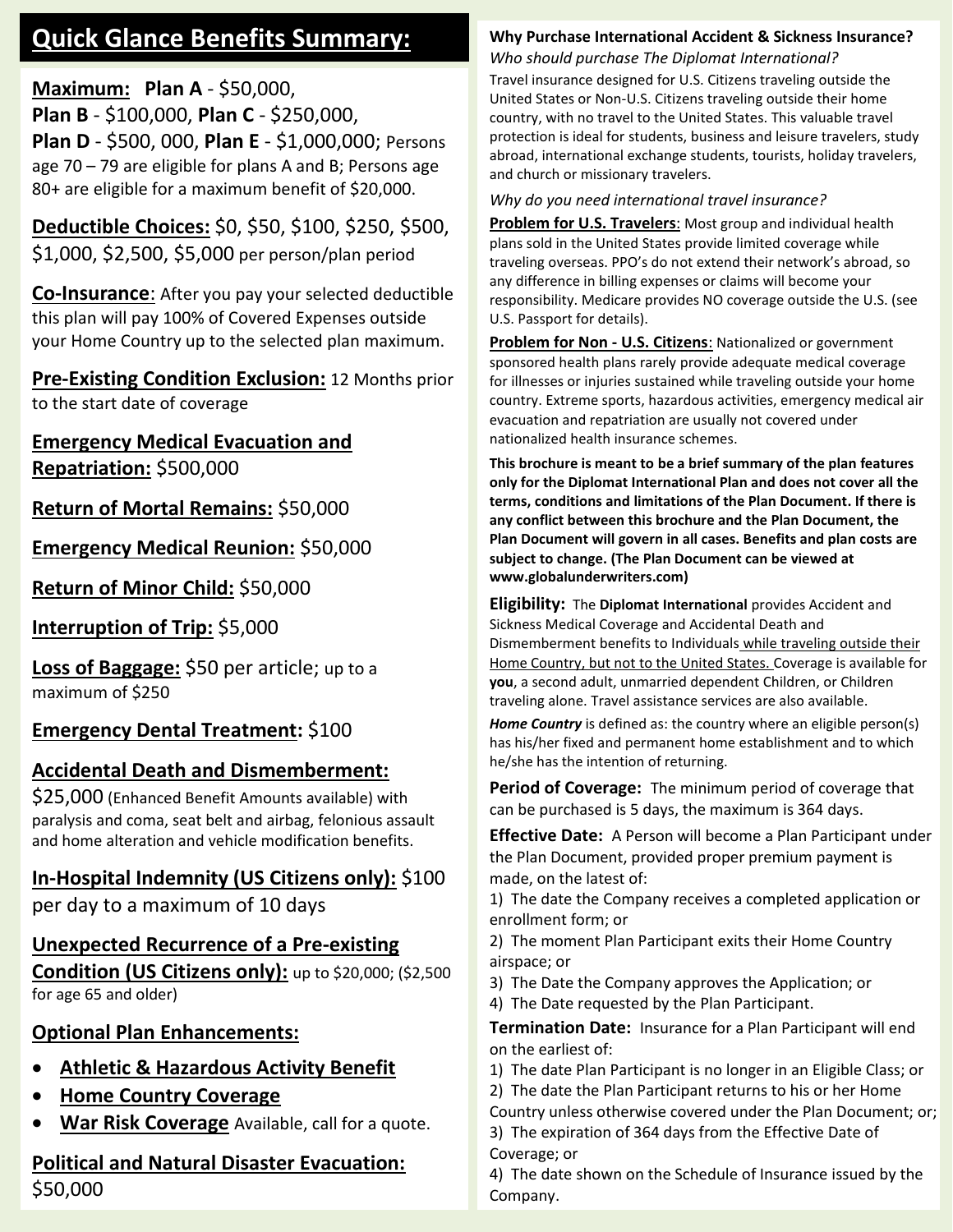## Quick Glance Benefits Summary:

**Maximum:** **Plan A** - $50,000, **Plan B** - $100,000, **Plan C** - $250,000, **Plan D** - $500, 000, **Plan E** - $1,000,000; Persons age 70 – 79 are eligible for plans A and B; Persons age 80+ are eligible for a maximum benefit of $20,000.

**Deductible Choices:** $0, $50, $100, $250, $500, $1,000, $2,500, $5,000 per person/plan period

**Co-Insurance**: After you pay your selected deductible this plan will pay 100% of Covered Expenses outside your Home Country up to the selected plan maximum.

**Pre-Existing Condition Exclusion:** 12 Months prior to the start date of coverage

**Emergency Medical Evacuation and Repatriation:** $500,000

**Return of Mortal Remains:** $50,000

**Emergency Medical Reunion:** $50,000

**Return of Minor Child:** $50,000

**Interruption of Trip:** $5,000

**Loss of Baggage:** $50 per article; up to a maximum of $250

**Emergency Dental Treatment:** $100

**Accidental Death and Dismemberment:** $25,000 (Enhanced Benefit Amounts available) with paralysis and coma, seat belt and airbag, felonious assault and home alteration and vehicle modification benefits.

**In-Hospital Indemnity (US Citizens only):** $100 per day to a maximum of 10 days

**Unexpected Recurrence of a Pre-existing Condition (US Citizens only):** up to $20,000; ($2,500 for age 65 and older)

**Optional Plan Enhancements:**

- **Athletic & Hazardous Activity Benefit**
- **Home Country Coverage**
- **War Risk Coverage** Available, call for a quote.

**Political and Natural Disaster Evacuation:** $50,000

**Why Purchase International Accident & Sickness Insurance?**

*Who should purchase The Diplomat International?*

Travel insurance designed for U.S. Citizens traveling outside the United States or Non-U.S. Citizens traveling outside their home country, with no travel to the United States. This valuable travel protection is ideal for students, business and leisure travelers, study abroad, international exchange students, tourists, holiday travelers, and church or missionary travelers.

*Why do you need international travel insurance?*

**Problem for U.S. Travelers**: Most group and individual health plans sold in the United States provide limited coverage while traveling overseas. PPO's do not extend their network's abroad, so any difference in billing expenses or claims will become your responsibility. Medicare provides NO coverage outside the U.S. (see U.S. Passport for details).

**Problem for Non - U.S. Citizens**: Nationalized or government sponsored health plans rarely provide adequate medical coverage for illnesses or injuries sustained while traveling outside your home country. Extreme sports, hazardous activities, emergency medical air evacuation and repatriation are usually not covered under nationalized health insurance schemes.

**This brochure is meant to be a brief summary of the plan features only for the Diplomat International Plan and does not cover all the terms, conditions and limitations of the Plan Document. If there is any conflict between this brochure and the Plan Document, the Plan Document will govern in all cases. Benefits and plan costs are subject to change. (The Plan Document can be viewed at www.globalunderwriters.com)**

**Eligibility:** The **Diplomat International** provides Accident and Sickness Medical Coverage and Accidental Death and Dismemberment benefits to Individuals while traveling outside their Home Country, but not to the United States. Coverage is available for **you**, a second adult, unmarried dependent Children, or Children traveling alone. Travel assistance services are also available.

***Home Country*** is defined as: the country where an eligible person(s) has his/her fixed and permanent home establishment and to which he/she has the intention of returning.

**Period of Coverage:** The minimum period of coverage that can be purchased is 5 days, the maximum is 364 days.

**Effective Date:** A Person will become a Plan Participant under the Plan Document, provided proper premium payment is made, on the latest of:

1) The date the Company receives a completed application or enrollment form; or
2) The moment Plan Participant exits their Home Country airspace; or
3) The Date the Company approves the Application; or
4) The Date requested by the Plan Participant.

**Termination Date:** Insurance for a Plan Participant will end on the earliest of:

1) The date Plan Participant is no longer in an Eligible Class; or
2) The date the Plan Participant returns to his or her Home Country unless otherwise covered under the Plan Document; or;
3) The expiration of 364 days from the Effective Date of Coverage; or
4) The date shown on the Schedule of Insurance issued by the Company.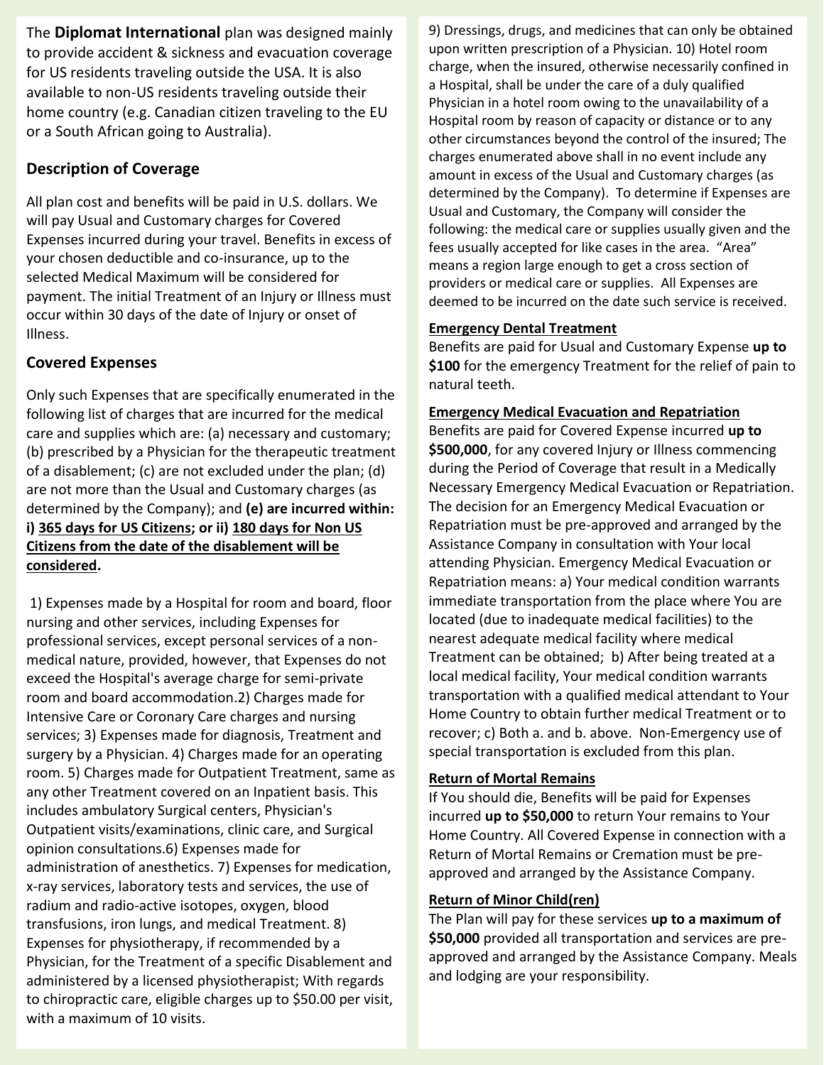The **Diplomat International** plan was designed mainly to provide accident & sickness and evacuation coverage for US residents traveling outside the USA. It is also available to non-US residents traveling outside their home country (e.g. Canadian citizen traveling to the EU or a South African going to Australia).

## Description of Coverage

All plan cost and benefits will be paid in U.S. dollars. We will pay Usual and Customary charges for Covered Expenses incurred during your travel. Benefits in excess of your chosen deductible and co-insurance, up to the selected Medical Maximum will be considered for payment. The initial Treatment of an Injury or Illness must occur within 30 days of the date of Injury or onset of Illness.

## Covered Expenses

Only such Expenses that are specifically enumerated in the following list of charges that are incurred for the medical care and supplies which are: (a) necessary and customary; (b) prescribed by a Physician for the therapeutic treatment of a disablement; (c) are not excluded under the plan; (d) are not more than the Usual and Customary charges (as determined by the Company); and **(e) are incurred within: i) <u>365 days for US Citizens</u>; or ii) <u>180 days for Non US Citizens from the date of the disablement will be considered</u>.**

1) Expenses made by a Hospital for room and board, floor nursing and other services, including Expenses for professional services, except personal services of a non-medical nature, provided, however, that Expenses do not exceed the Hospital's average charge for semi-private room and board accommodation.2) Charges made for Intensive Care or Coronary Care charges and nursing services; 3) Expenses made for diagnosis, Treatment and surgery by a Physician. 4) Charges made for an operating room. 5) Charges made for Outpatient Treatment, same as any other Treatment covered on an Inpatient basis. This includes ambulatory Surgical centers, Physician's Outpatient visits/examinations, clinic care, and Surgical opinion consultations.6) Expenses made for administration of anesthetics. 7) Expenses for medication, x-ray services, laboratory tests and services, the use of radium and radio-active isotopes, oxygen, blood transfusions, iron lungs, and medical Treatment. 8) Expenses for physiotherapy, if recommended by a Physician, for the Treatment of a specific Disablement and administered by a licensed physiotherapist; With regards to chiropractic care, eligible charges up to $50.00 per visit, with a maximum of 10 visits. 9) Dressings, drugs, and medicines that can only be obtained upon written prescription of a Physician. 10) Hotel room charge, when the insured, otherwise necessarily confined in a Hospital, shall be under the care of a duly qualified Physician in a hotel room owing to the unavailability of a Hospital room by reason of capacity or distance or to any other circumstances beyond the control of the insured; The charges enumerated above shall in no event include any amount in excess of the Usual and Customary charges (as determined by the Company). To determine if Expenses are Usual and Customary, the Company will consider the following: the medical care or supplies usually given and the fees usually accepted for like cases in the area. "Area" means a region large enough to get a cross section of providers or medical care or supplies. All Expenses are deemed to be incurred on the date such service is received.

**<u>Emergency Dental Treatment</u>**

Benefits are paid for Usual and Customary Expense **up to $100** for the emergency Treatment for the relief of pain to natural teeth.

**<u>Emergency Medical Evacuation and Repatriation</u>**

Benefits are paid for Covered Expense incurred **up to $500,000**, for any covered Injury or Illness commencing during the Period of Coverage that result in a Medically Necessary Emergency Medical Evacuation or Repatriation. The decision for an Emergency Medical Evacuation or Repatriation must be pre-approved and arranged by the Assistance Company in consultation with Your local attending Physician. Emergency Medical Evacuation or Repatriation means: a) Your medical condition warrants immediate transportation from the place where You are located (due to inadequate medical facilities) to the nearest adequate medical facility where medical Treatment can be obtained; b) After being treated at a local medical facility, Your medical condition warrants transportation with a qualified medical attendant to Your Home Country to obtain further medical Treatment or to recover; c) Both a. and b. above. Non-Emergency use of special transportation is excluded from this plan.

**<u>Return of Mortal Remains</u>**

If You should die, Benefits will be paid for Expenses incurred **up to $50,000** to return Your remains to Your Home Country. All Covered Expense in connection with a Return of Mortal Remains or Cremation must be pre-approved and arranged by the Assistance Company.

**<u>Return of Minor Child(ren)</u>**

The Plan will pay for these services **up to a maximum of $50,000** provided all transportation and services are pre-approved and arranged by the Assistance Company. Meals and lodging are your responsibility.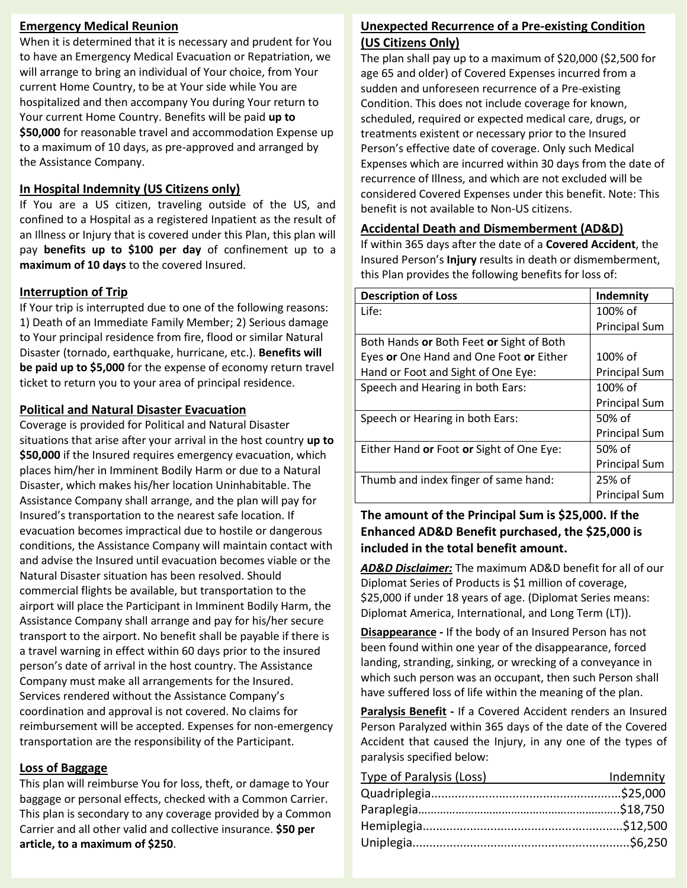## Emergency Medical Reunion

When it is determined that it is necessary and prudent for You to have an Emergency Medical Evacuation or Repatriation, we will arrange to bring an individual of Your choice, from Your current Home Country, to be at Your side while You are hospitalized and then accompany You during Your return to Your current Home Country. Benefits will be paid **up to $50,000** for reasonable travel and accommodation Expense up to a maximum of 10 days, as pre-approved and arranged by the Assistance Company.

## In Hospital Indemnity (US Citizens only)

If You are a US citizen, traveling outside of the US, and confined to a Hospital as a registered Inpatient as the result of an Illness or Injury that is covered under this Plan, this plan will pay **benefits up to $100 per day** of confinement up to a **maximum of 10 days** to the covered Insured.

## Interruption of Trip

If Your trip is interrupted due to one of the following reasons: 1) Death of an Immediate Family Member; 2) Serious damage to Your principal residence from fire, flood or similar Natural Disaster (tornado, earthquake, hurricane, etc.). **Benefits will be paid up to $5,000** for the expense of economy return travel ticket to return you to your area of principal residence.

## Political and Natural Disaster Evacuation

Coverage is provided for Political and Natural Disaster situations that arise after your arrival in the host country **up to $50,000** if the Insured requires emergency evacuation, which places him/her in Imminent Bodily Harm or due to a Natural Disaster, which makes his/her location Uninhabitable. The Assistance Company shall arrange, and the plan will pay for Insured's transportation to the nearest safe location. If evacuation becomes impractical due to hostile or dangerous conditions, the Assistance Company will maintain contact with and advise the Insured until evacuation becomes viable or the Natural Disaster situation has been resolved. Should commercial flights be available, but transportation to the airport will place the Participant in Imminent Bodily Harm, the Assistance Company shall arrange and pay for his/her secure transport to the airport. No benefit shall be payable if there is a travel warning in effect within 60 days prior to the insured person's date of arrival in the host country. The Assistance Company must make all arrangements for the Insured. Services rendered without the Assistance Company's coordination and approval is not covered. No claims for reimbursement will be accepted. Expenses for non-emergency transportation are the responsibility of the Participant.

## Loss of Baggage

This plan will reimburse You for loss, theft, or damage to Your baggage or personal effects, checked with a Common Carrier. This plan is secondary to any coverage provided by a Common Carrier and all other valid and collective insurance. **$50 per article, to a maximum of $250**.

## Unexpected Recurrence of a Pre-existing Condition (US Citizens Only)

The plan shall pay up to a maximum of $20,000 ($2,500 for age 65 and older) of Covered Expenses incurred from a sudden and unforeseen recurrence of a Pre-existing Condition. This does not include coverage for known, scheduled, required or expected medical care, drugs, or treatments existent or necessary prior to the Insured Person's effective date of coverage. Only such Medical Expenses which are incurred within 30 days from the date of recurrence of Illness, and which are not excluded will be considered Covered Expenses under this benefit. Note: This benefit is not available to Non-US citizens.

## Accidental Death and Dismemberment (AD&D)

If within 365 days after the date of a **Covered Accident**, the Insured Person's **Injury** results in death or dismemberment, this Plan provides the following benefits for loss of:

| Description of Loss | Indemnity |
|---|---|
| Life: | 100% of Principal Sum |
| Both Hands **or** Both Feet **or** Sight of Both Eyes **or** One Hand and One Foot **or** Either Hand or Foot and Sight of One Eye: | 100% of Principal Sum |
| Speech and Hearing in both Ears: | 100% of Principal Sum |
| Speech or Hearing in both Ears: | 50% of Principal Sum |
| Either Hand **or** Foot **or** Sight of One Eye: | 50% of Principal Sum |
| Thumb and index finger of same hand: | 25% of Principal Sum |

**The amount of the Principal Sum is $25,000. If the Enhanced AD&D Benefit purchased, the $25,000 is included in the total benefit amount.**

***AD&D Disclaimer:*** The maximum AD&D benefit for all of our Diplomat Series of Products is $1 million of coverage, $25,000 if under 18 years of age. (Diplomat Series means: Diplomat America, International, and Long Term (LT)).

**Disappearance -** If the body of an Insured Person has not been found within one year of the disappearance, forced landing, stranding, sinking, or wrecking of a conveyance in which such person was an occupant, then such Person shall have suffered loss of life within the meaning of the plan.

**Paralysis Benefit -** If a Covered Accident renders an Insured Person Paralyzed within 365 days of the date of the Covered Accident that caused the Injury, in any one of the types of paralysis specified below:

| Type of Paralysis (Loss) | Indemnity |
|---|---|
| Quadriplegia | $25,000 |
| Paraplegia | $18,750 |
| Hemiplegia | $12,500 |
| Uniplegia | $6,250 |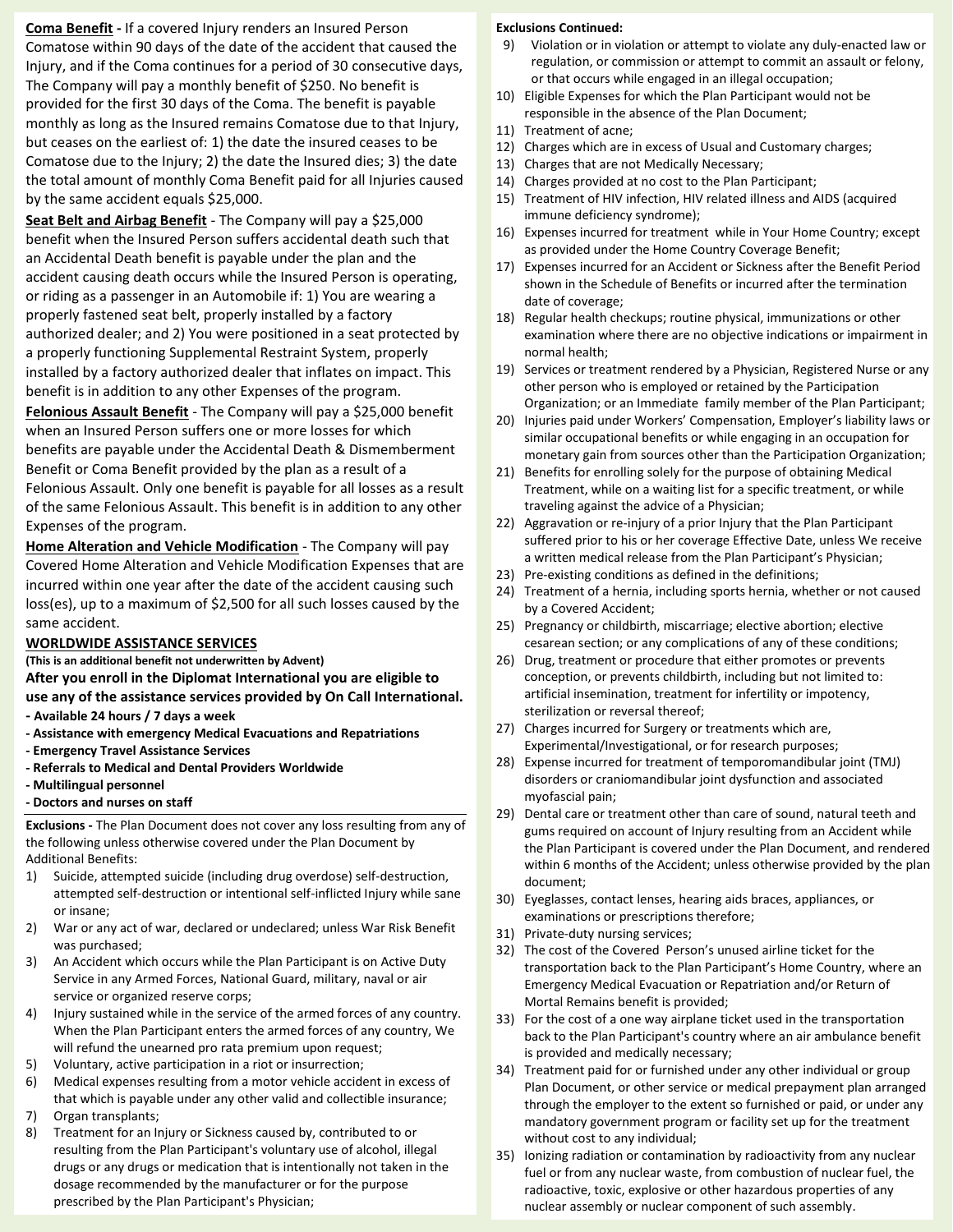**Coma Benefit -** If a covered Injury renders an Insured Person Comatose within 90 days of the date of the accident that caused the Injury, and if the Coma continues for a period of 30 consecutive days, The Company will pay a monthly benefit of $250. No benefit is provided for the first 30 days of the Coma. The benefit is payable monthly as long as the Insured remains Comatose due to that Injury, but ceases on the earliest of: 1) the date the insured ceases to be Comatose due to the Injury; 2) the date the Insured dies; 3) the date the total amount of monthly Coma Benefit paid for all Injuries caused by the same accident equals $25,000.

**Seat Belt and Airbag Benefit** - The Company will pay a $25,000 benefit when the Insured Person suffers accidental death such that an Accidental Death benefit is payable under the plan and the accident causing death occurs while the Insured Person is operating, or riding as a passenger in an Automobile if: 1) You are wearing a properly fastened seat belt, properly installed by a factory authorized dealer; and 2) You were positioned in a seat protected by a properly functioning Supplemental Restraint System, properly installed by a factory authorized dealer that inflates on impact. This benefit is in addition to any other Expenses of the program.

**Felonious Assault Benefit** - The Company will pay a $25,000 benefit when an Insured Person suffers one or more losses for which benefits are payable under the Accidental Death & Dismemberment Benefit or Coma Benefit provided by the plan as a result of a Felonious Assault. Only one benefit is payable for all losses as a result of the same Felonious Assault. This benefit is in addition to any other Expenses of the program.

**Home Alteration and Vehicle Modification** - The Company will pay Covered Home Alteration and Vehicle Modification Expenses that are incurred within one year after the date of the accident causing such loss(es), up to a maximum of $2,500 for all such losses caused by the same accident.

**WORLDWIDE ASSISTANCE SERVICES**

**(This is an additional benefit not underwritten by Advent)**

**After you enroll in the Diplomat International you are eligible to use any of the assistance services provided by On Call International.**

- **Available 24 hours / 7 days a week**
- **Assistance with emergency Medical Evacuations and Repatriations**
- **Emergency Travel Assistance Services**
- **Referrals to Medical and Dental Providers Worldwide**
- **Multilingual personnel**
- **Doctors and nurses on staff**

**Exclusions -** The Plan Document does not cover any loss resulting from any of the following unless otherwise covered under the Plan Document by Additional Benefits:

1) Suicide, attempted suicide (including drug overdose) self-destruction, attempted self-destruction or intentional self-inflicted Injury while sane or insane;
2) War or any act of war, declared or undeclared; unless War Risk Benefit was purchased;
3) An Accident which occurs while the Plan Participant is on Active Duty Service in any Armed Forces, National Guard, military, naval or air service or organized reserve corps;
4) Injury sustained while in the service of the armed forces of any country. When the Plan Participant enters the armed forces of any country, We will refund the unearned pro rata premium upon request;
5) Voluntary, active participation in a riot or insurrection;
6) Medical expenses resulting from a motor vehicle accident in excess of that which is payable under any other valid and collectible insurance;
7) Organ transplants;
8) Treatment for an Injury or Sickness caused by, contributed to or resulting from the Plan Participant's voluntary use of alcohol, illegal drugs or any drugs or medication that is intentionally not taken in the dosage recommended by the manufacturer or for the purpose prescribed by the Plan Participant's Physician;

**Exclusions Continued:**

9) Violation or in violation or attempt to violate any duly-enacted law or regulation, or commission or attempt to commit an assault or felony, or that occurs while engaged in an illegal occupation;
10) Eligible Expenses for which the Plan Participant would not be responsible in the absence of the Plan Document;
11) Treatment of acne;
12) Charges which are in excess of Usual and Customary charges;
13) Charges that are not Medically Necessary;
14) Charges provided at no cost to the Plan Participant;
15) Treatment of HIV infection, HIV related illness and AIDS (acquired immune deficiency syndrome);
16) Expenses incurred for treatment while in Your Home Country; except as provided under the Home Country Coverage Benefit;
17) Expenses incurred for an Accident or Sickness after the Benefit Period shown in the Schedule of Benefits or incurred after the termination date of coverage;
18) Regular health checkups; routine physical, immunizations or other examination where there are no objective indications or impairment in normal health;
19) Services or treatment rendered by a Physician, Registered Nurse or any other person who is employed or retained by the Participation Organization; or an Immediate family member of the Plan Participant;
20) Injuries paid under Workers' Compensation, Employer's liability laws or similar occupational benefits or while engaging in an occupation for monetary gain from sources other than the Participation Organization;
21) Benefits for enrolling solely for the purpose of obtaining Medical Treatment, while on a waiting list for a specific treatment, or while traveling against the advice of a Physician;
22) Aggravation or re-injury of a prior Injury that the Plan Participant suffered prior to his or her coverage Effective Date, unless We receive a written medical release from the Plan Participant's Physician;
23) Pre-existing conditions as defined in the definitions;
24) Treatment of a hernia, including sports hernia, whether or not caused by a Covered Accident;
25) Pregnancy or childbirth, miscarriage; elective abortion; elective cesarean section; or any complications of any of these conditions;
26) Drug, treatment or procedure that either promotes or prevents conception, or prevents childbirth, including but not limited to: artificial insemination, treatment for infertility or impotency, sterilization or reversal thereof;
27) Charges incurred for Surgery or treatments which are, Experimental/Investigational, or for research purposes;
28) Expense incurred for treatment of temporomandibular joint (TMJ) disorders or craniomandibular joint dysfunction and associated myofascial pain;
29) Dental care or treatment other than care of sound, natural teeth and gums required on account of Injury resulting from an Accident while the Plan Participant is covered under the Plan Document, and rendered within 6 months of the Accident; unless otherwise provided by the plan document;
30) Eyeglasses, contact lenses, hearing aids braces, appliances, or examinations or prescriptions therefore;
31) Private-duty nursing services;
32) The cost of the Covered Person's unused airline ticket for the transportation back to the Plan Participant's Home Country, where an Emergency Medical Evacuation or Repatriation and/or Return of Mortal Remains benefit is provided;
33) For the cost of a one way airplane ticket used in the transportation back to the Plan Participant's country where an air ambulance benefit is provided and medically necessary;
34) Treatment paid for or furnished under any other individual or group Plan Document, or other service or medical prepayment plan arranged through the employer to the extent so furnished or paid, or under any mandatory government program or facility set up for the treatment without cost to any individual;
35) Ionizing radiation or contamination by radioactivity from any nuclear fuel or from any nuclear waste, from combustion of nuclear fuel, the radioactive, toxic, explosive or other hazardous properties of any nuclear assembly or nuclear component of such assembly.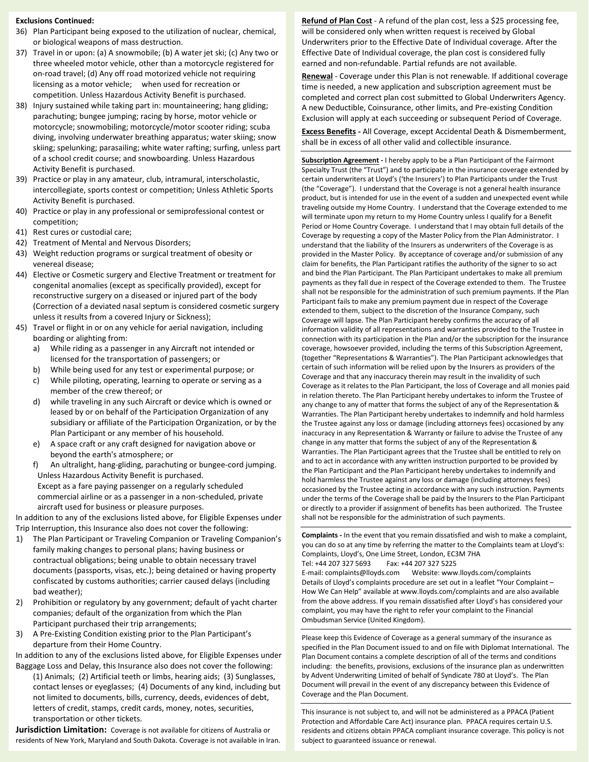**Exclusions Continued:**

36) Plan Participant being exposed to the utilization of nuclear, chemical, or biological weapons of mass destruction.
37) Travel in or upon: (a) A snowmobile; (b) A water jet ski; (c) Any two or three wheeled motor vehicle, other than a motorcycle registered for on-road travel; (d) Any off road motorized vehicle not requiring licensing as a motor vehicle; when used for recreation or competition. Unless Hazardous Activity Benefit is purchased.
38) Injury sustained while taking part in: mountaineering; hang gliding; parachuting; bungee jumping; racing by horse, motor vehicle or motorcycle; snowmobiling; motorcycle/motor scooter riding; scuba diving, involving underwater breathing apparatus; water skiing; snow skiing; spelunking; parasailing; white water rafting; surfing, unless part of a school credit course; and snowboarding. Unless Hazardous Activity Benefit is purchased.
39) Practice or play in any amateur, club, intramural, interscholastic, intercollegiate, sports contest or competition; Unless Athletic Sports Activity Benefit is purchased.
40) Practice or play in any professional or semiprofessional contest or competition;
41) Rest cures or custodial care;
42) Treatment of Mental and Nervous Disorders;
43) Weight reduction programs or surgical treatment of obesity or venereal disease;
44) Elective or Cosmetic surgery and Elective Treatment or treatment for congenital anomalies (except as specifically provided), except for reconstructive surgery on a diseased or injured part of the body (Correction of a deviated nasal septum is considered cosmetic surgery unless it results from a covered Injury or Sickness);
45) Travel or flight in or on any vehicle for aerial navigation, including boarding or alighting from:
    a) While riding as a passenger in any Aircraft not intended or licensed for the transportation of passengers; or
    b) While being used for any test or experimental purpose; or
    c) While piloting, operating, learning to operate or serving as a member of the crew thereof; or
    d) while traveling in any such Aircraft or device which is owned or leased by or on behalf of the Participation Organization of any subsidiary or affiliate of the Participation Organization, or by the Plan Participant or any member of his household.
    e) A space craft or any craft designed for navigation above or beyond the earth's atmosphere; or
    f) An ultralight, hang-gliding, parachuting or bungee-cord jumping.

    Unless Hazardous Activity Benefit is purchased.
    Except as a fare paying passenger on a regularly scheduled commercial airline or as a passenger in a non-scheduled, private aircraft used for business or pleasure purposes.

In addition to any of the exclusions listed above, for Eligible Expenses under Trip Interruption, this Insurance also does not cover the following:

1) The Plan Participant or Traveling Companion or Traveling Companion's family making changes to personal plans; having business or contractual obligations; being unable to obtain necessary travel documents (passports, visas, etc.); being detained or having property confiscated by customs authorities; carrier caused delays (including bad weather);
2) Prohibition or regulatory by any government; default of yacht charter companies; default of the organization from which the Plan Participant purchased their trip arrangements;
3) A Pre-Existing Condition existing prior to the Plan Participant's departure from their Home Country.

In addition to any of the exclusions listed above, for Eligible Expenses under Baggage Loss and Delay, this Insurance also does not cover the following:
(1) Animals; (2) Artificial teeth or limbs, hearing aids; (3) Sunglasses, contact lenses or eyeglasses; (4) Documents of any kind, including but not limited to documents, bills, currency, deeds, evidences of debt, letters of credit, stamps, credit cards, money, notes, securities, transportation or other tickets.

**Jurisdiction Limitation:** Coverage is not available for citizens of Australia or residents of New York, Maryland and South Dakota. Coverage is not available in Iran.

**Refund of Plan Cost** - A refund of the plan cost, less a $25 processing fee, will be considered only when written request is received by Global Underwriters prior to the Effective Date of Individual coverage. After the Effective Date of Individual coverage, the plan cost is considered fully earned and non-refundable. Partial refunds are not available.

**Renewal** - Coverage under this Plan is not renewable. If additional coverage time is needed, a new application and subscription agreement must be completed and correct plan cost submitted to Global Underwriters Agency. A new Deductible, Coinsurance, other limits, and Pre-existing Condition Exclusion will apply at each succeeding or subsequent Period of Coverage.

**Excess Benefits -** All Coverage, except Accidental Death & Dismemberment, shall be in excess of all other valid and collectible insurance.

**Subscription Agreement -** I hereby apply to be a Plan Participant of the Fairmont Specialty Trust (the "Trust") and to participate in the insurance coverage extended by certain underwriters at Lloyd's ('the Insurers') to Plan Participants under the Trust (the "Coverage"). I understand that the Coverage is not a general health insurance product, but is intended for use in the event of a sudden and unexpected event while traveling outside my Home Country. I understand that the Coverage extended to me will terminate upon my return to my Home Country unless I qualify for a Benefit Period or Home Country Coverage. I understand that I may obtain full details of the Coverage by requesting a copy of the Master Policy from the Plan Administrator. I understand that the liability of the Insurers as underwriters of the Coverage is as provided in the Master Policy. By acceptance of coverage and/or submission of any claim for benefits, the Plan Participant ratifies the authority of the signer to so act and bind the Plan Participant. The Plan Participant undertakes to make all premium payments as they fall due in respect of the Coverage extended to them. The Trustee shall not be responsible for the administration of such premium payments. If the Plan Participant fails to make any premium payment due in respect of the Coverage extended to them, subject to the discretion of the Insurance Company, such Coverage will lapse. The Plan Participant hereby confirms the accuracy of all information validity of all representations and warranties provided to the Trustee in connection with its participation in the Plan and/or the subscription for the insurance coverage, howsoever provided, including the terms of this Subscription Agreement, (together "Representations & Warranties"). The Plan Participant acknowledges that certain of such information will be relied upon by the Insurers as providers of the Coverage and that any inaccuracy therein may result in the invalidity of such Coverage as it relates to the Plan Participant, the loss of Coverage and all monies paid in relation thereto. The Plan Participant hereby undertakes to inform the Trustee of any change to any of matter that forms the subject of any of the Representation & Warranties. The Plan Participant hereby undertakes to indemnify and hold harmless the Trustee against any loss or damage (including attorneys fees) occasioned by any inaccuracy in any Representation & Warranty or failure to advise the Trustee of any change in any matter that forms the subject of any of the Representation & Warranties. The Plan Participant agrees that the Trustee shall be entitled to rely on and to act in accordance with any written instruction purported to be provided by the Plan Participant and the Plan Participant hereby undertakes to indemnify and hold harmless the Trustee against any loss or damage (including attorneys fees) occasioned by the Trustee acting in accordance with any such instruction. Payments under the terms of the Coverage shall be paid by the Insurers to the Plan Participant or directly to a provider if assignment of benefits has been authorized. The Trustee shall not be responsible for the administration of such payments.

**Complaints -** In the event that you remain dissatisfied and wish to make a complaint, you can do so at any time by referring the matter to the Complaints team at Lloyd's: Complaints, Lloyd's, One Lime Street, London, EC3M 7HA
Tel: +44 207 327 5693 Fax: +44 207 327 5225
E-mail: complaints@lloyds.com Website: www.lloyds.com/complaints
Details of Lloyd's complaints procedure are set out in a leaflet "Your Complaint – How We Can Help" available at www.lloyds.com/complaints and are also available from the above address. If you remain dissatisfied after Lloyd's has considered your complaint, you may have the right to refer your complaint to the Financial Ombudsman Service (United Kingdom).

Please keep this Evidence of Coverage as a general summary of the insurance as specified in the Plan Document issued to and on file with Diplomat International. The Plan Document contains a complete description of all of the terms and conditions including: the benefits, provisions, exclusions of the insurance plan as underwritten by Advent Underwriting Limited of behalf of Syndicate 780 at Lloyd's. The Plan Document will prevail in the event of any discrepancy between this Evidence of Coverage and the Plan Document.

This insurance is not subject to, and will not be administered as a PPACA (Patient Protection and Affordable Care Act) insurance plan. PPACA requires certain U.S. residents and citizens obtain PPACA compliant insurance coverage. This policy is not subject to guaranteed issuance or renewal.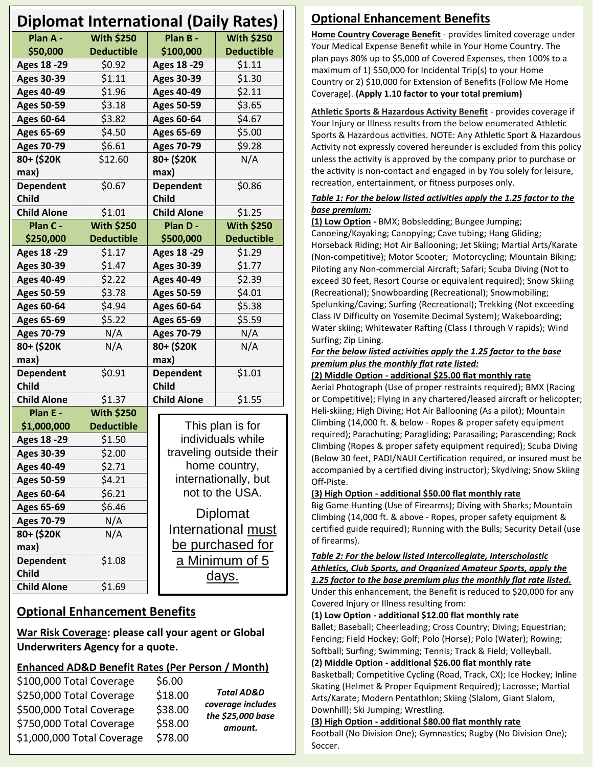# Diplomat International (Daily Rates)

| Plan A - $50,000 | With $250 Deductible | Plan B - $100,000 | With $250 Deductible |
|---|---|---|---|
| Ages 18 -29 | $0.92 | Ages 18 -29 | $1.11 |
| Ages 30-39 | $1.11 | Ages 30-39 | $1.30 |
| Ages 40-49 | $1.96 | Ages 40-49 | $2.11 |
| Ages 50-59 | $3.18 | Ages 50-59 | $3.65 |
| Ages 60-64 | $3.82 | Ages 60-64 | $4.67 |
| Ages 65-69 | $4.50 | Ages 65-69 | $5.00 |
| Ages 70-79 | $6.61 | Ages 70-79 | $9.28 |
| 80+ ($20K max) | $12.60 | 80+ ($20K max) | N/A |
| Dependent Child | $0.67 | Dependent Child | $0.86 |
| Child Alone | $1.01 | Child Alone | $1.25 |
| **Plan C - $250,000** | **With $250 Deductible** | **Plan D - $500,000** | **With $250 Deductible** |
| Ages 18 -29 | $1.17 | Ages 18 -29 | $1.29 |
| Ages 30-39 | $1.47 | Ages 30-39 | $1.77 |
| Ages 40-49 | $2.22 | Ages 40-49 | $2.39 |
| Ages 50-59 | $3.78 | Ages 50-59 | $4.01 |
| Ages 60-64 | $4.94 | Ages 60-64 | $5.38 |
| Ages 65-69 | $5.22 | Ages 65-69 | $5.59 |
| Ages 70-79 | N/A | Ages 70-79 | N/A |
| 80+ ($20K max) | N/A | 80+ ($20K max) | N/A |
| Dependent Child | $0.91 | Dependent Child | $1.01 |
| Child Alone | $1.37 | Child Alone | $1.55 |

| Plan E - $1,000,000 | With $250 Deductible |
|---|---|
| Ages 18 -29 | $1.50 |
| Ages 30-39 | $2.00 |
| Ages 40-49 | $2.71 |
| Ages 50-59 | $4.21 |
| Ages 60-64 | $6.21 |
| Ages 65-69 | $6.46 |
| Ages 70-79 | N/A |
| 80+ ($20K max) | N/A |
| Dependent Child | $1.08 |
| Child Alone | $1.69 |

This plan is for individuals while traveling outside their home country, internationally, but not to the USA.

Diplomat International must be purchased for a Minimum of 5 days.

## Optional Enhancement Benefits

**War Risk Coverage: please call your agent or Global Underwriters Agency for a quote.**

**Enhanced AD&D Benefit Rates (Per Person / Month)**

| Coverage | Rate |
|---|---|
| $100,000 Total Coverage | $6.00 |
| $250,000 Total Coverage | $18.00 |
| $500,000 Total Coverage | $38.00 |
| $750,000 Total Coverage | $58.00 |
| $1,000,000 Total Coverage | $78.00 |

***Total AD&D coverage includes the $25,000 base amount.***

## Optional Enhancement Benefits

**Home Country Coverage Benefit** - provides limited coverage under Your Medical Expense Benefit while in Your Home Country. The plan pays 80% up to $5,000 of Covered Expenses, then 100% to a maximum of 1) $50,000 for Incidental Trip(s) to your Home Country or 2) $10,000 for Extension of Benefits (Follow Me Home Coverage). **(Apply 1.10 factor to your total premium)**

**Athletic Sports & Hazardous Activity Benefit** - provides coverage if Your Injury or Illness results from the below enumerated Athletic Sports & Hazardous activities. NOTE: Any Athletic Sport & Hazardous Activity not expressly covered hereunder is excluded from this policy unless the activity is approved by the company prior to purchase or the activity is non-contact and engaged in by You solely for leisure, recreation, entertainment, or fitness purposes only.

***Table 1: For the below listed activities apply the 1.25 factor to the base premium:***

**(1) Low Option -** BMX; Bobsledding; Bungee Jumping; Canoeing/Kayaking; Canopying; Cave tubing; Hang Gliding; Horseback Riding; Hot Air Ballooning; Jet Skiing; Martial Arts/Karate (Non-competitive); Motor Scooter; Motorcycling; Mountain Biking; Piloting any Non-commercial Aircraft; Safari; Scuba Diving (Not to exceed 30 feet, Resort Course or equivalent required); Snow Skiing (Recreational); Snowboarding (Recreational); Snowmobiling; Spelunking/Caving; Surfing (Recreational); Trekking (Not exceeding Class IV Difficulty on Yosemite Decimal System); Wakeboarding; Water skiing; Whitewater Rafting (Class I through V rapids); Wind Surfing; Zip Lining.

***For the below listed activities apply the 1.25 factor to the base premium plus the monthly flat rate listed:***

**(2) Middle Option - additional $25.00 flat monthly rate**
Aerial Photograph (Use of proper restraints required); BMX (Racing or Competitive); Flying in any chartered/leased aircraft or helicopter; Heli-skiing; High Diving; Hot Air Ballooning (As a pilot); Mountain Climbing (14,000 ft. & below - Ropes & proper safety equipment required); Parachuting; Paragliding; Parasailing; Parascending; Rock Climbing (Ropes & proper safety equipment required); Scuba Diving (Below 30 feet, PADI/NAUI Certification required, or insured must be accompanied by a certified diving instructor); Skydiving; Snow Skiing Off-Piste.

**(3) High Option - additional $50.00 flat monthly rate**
Big Game Hunting (Use of Firearms); Diving with Sharks; Mountain Climbing (14,000 ft. & above - Ropes, proper safety equipment & certified guide required); Running with the Bulls; Security Detail (use of firearms).

***Table 2: For the below listed Intercollegiate, Interscholastic Athletics, Club Sports, and Organized Amateur Sports, apply the 1.25 factor to the base premium plus the monthly flat rate listed.***
Under this enhancement, the Benefit is reduced to $20,000 for any Covered Injury or Illness resulting from:

**(1) Low Option - additional $12.00 flat monthly rate**
Ballet; Baseball; Cheerleading; Cross Country; Diving; Equestrian; Fencing; Field Hockey; Golf; Polo (Horse); Polo (Water); Rowing; Softball; Surfing; Swimming; Tennis; Track & Field; Volleyball.

**(2) Middle Option - additional $26.00 flat monthly rate**
Basketball; Competitive Cycling (Road, Track, CX); Ice Hockey; Inline Skating (Helmet & Proper Equipment Required); Lacrosse; Martial Arts/Karate; Modern Pentathlon; Skiing (Slalom, Giant Slalom, Downhill); Ski Jumping; Wrestling.

**(3) High Option - additional $80.00 flat monthly rate**
Football (No Division One); Gymnastics; Rugby (No Division One); Soccer.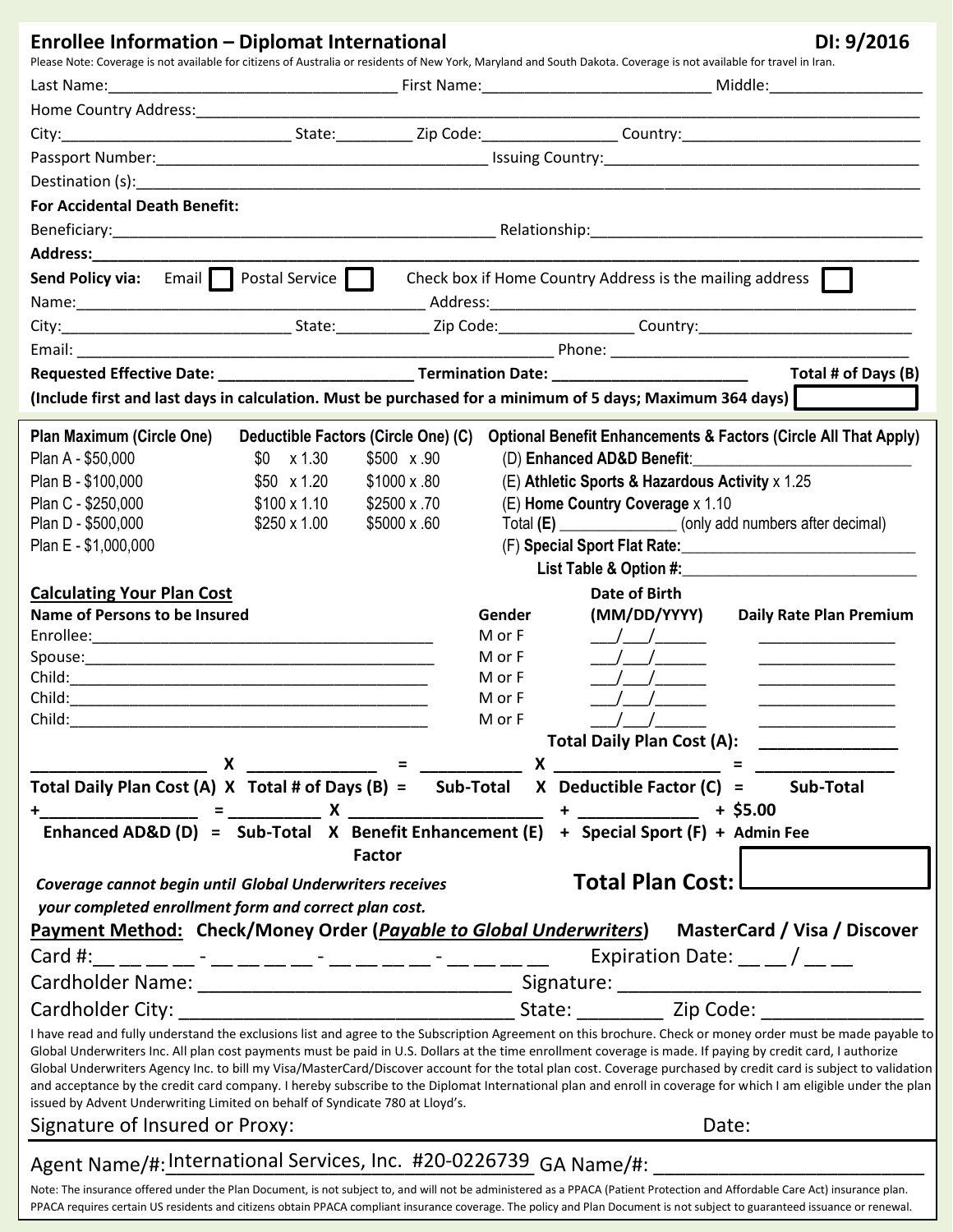## Enrollee Information – Diplomat International

DI: 9/2016

Please Note: Coverage is not available for citizens of Australia or residents of New York, Maryland and South Dakota. Coverage is not available for travel in Iran.

Last Name:_______________ First Name:_______________ Middle:_______________

Home Country Address:_______________

City:_______________ State:_______ Zip Code:_______ Country:_______________

Passport Number:_______________ Issuing Country:_______________

Destination (s):_______________

**For Accidental Death Benefit:**

Beneficiary:_______________ Relationship:_______________

**Address:**_______________

**Send Policy via:** Email ☐ Postal Service ☐ Check box if Home Country Address is the mailing address ☐

Name:_______________ Address:_______________

City:_______________ State:_______ Zip Code:_______ Country:_______________

Email: _______________ Phone: _______________

**Requested Effective Date:** _______________ **Termination Date:** _______________ **Total # of Days (B)**

**(Include first and last days in calculation. Must be purchased for a minimum of 5 days; Maximum 364 days)** ☐

| Plan Maximum (Circle One) | Deductible Factors (Circle One) (C) | | Optional Benefit Enhancements & Factors (Circle All That Apply) |
|---|---|---|---|
| Plan A - $50,000 | $0 x 1.30 | $500 x .90 | (D) **Enhanced AD&D Benefit**:_______________ |
| Plan B - $100,000 | $50 x 1.20 | $1000 x .80 | (E) **Athletic Sports & Hazardous Activity** x 1.25 |
| Plan C - $250,000 | $100 x 1.10 | $2500 x .70 | (E) **Home Country Coverage** x 1.10 |
| Plan D - $500,000 | $250 x 1.00 | $5000 x .60 | Total **(E)** _______ (only add numbers after decimal) |
| Plan E - $1,000,000 | | | (F) **Special Sport Flat Rate:**_______________ |
| | | | **List Table & Option #:**_______________ |

### Calculating Your Plan Cost

| Name of Persons to be Insured | Gender | Date of Birth (MM/DD/YYYY) | Daily Rate Plan Premium |
|---|---|---|---|
| Enrollee:_______________ | M or F | ___/___/______ | _______ |
| Spouse:_______________ | M or F | ___/___/______ | _______ |
| Child:_______________ | M or F | ___/___/______ | _______ |
| Child:_______________ | M or F | ___/___/______ | _______ |
| Child:_______________ | M or F | ___/___/______ | _______ |
| | | **Total Daily Plan Cost (A):** | _______ |

_______ X _______ = _______ X _______ = _______

**Total Daily Plan Cost (A) X Total # of Days (B) = Sub-Total X Deductible Factor (C) = Sub-Total**

+_______ = _______ X _______ + _______ + $5.00

**Enhanced AD&D (D) = Sub-Total X Benefit Enhancement (E) Factor + Special Sport (F) + Admin Fee**

***Coverage cannot begin until Global Underwriters receives your completed enrollment form and correct plan cost.***

**Total Plan Cost:** ☐

**Payment Method: Check/Money Order (*Payable to Global Underwriters*) MasterCard / Visa / Discover**

Card #:__ __ __ __ - __ __ __ __ - __ __ __ __ - __ __ __ __ Expiration Date: __ __ / __ __

Cardholder Name: _______________ Signature: _______________

Cardholder City: _______________ State: _______ Zip Code: _______

I have read and fully understand the exclusions list and agree to the Subscription Agreement on this brochure. Check or money order must be made payable to Global Underwriters Inc. All plan cost payments must be paid in U.S. Dollars at the time enrollment coverage is made. If paying by credit card, I authorize Global Underwriters Agency Inc. to bill my Visa/MasterCard/Discover account for the total plan cost. Coverage purchased by credit card is subject to validation and acceptance by the credit card company. I hereby subscribe to the Diplomat International plan and enroll in coverage for which I am eligible under the plan issued by Advent Underwriting Limited on behalf of Syndicate 780 at Lloyd's.

Signature of Insured or Proxy: Date:

Agent Name/#: International Services, Inc. #20-0226739 GA Name/#: _______________

Note: The insurance offered under the Plan Document, is not subject to, and will not be administered as a PPACA (Patient Protection and Affordable Care Act) insurance plan. PPACA requires certain US residents and citizens obtain PPACA compliant insurance coverage. The policy and Plan Document is not subject to guaranteed issuance or renewal.